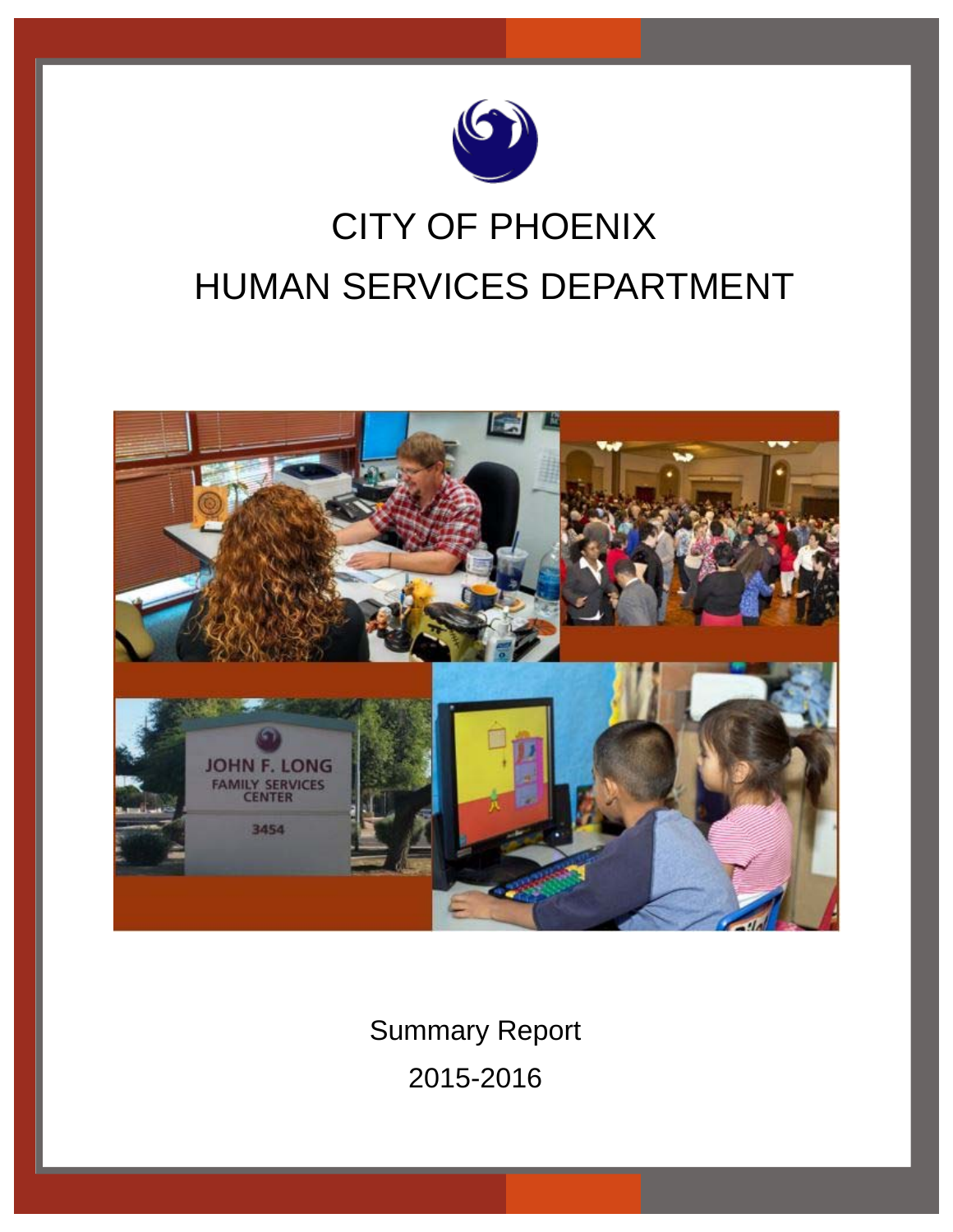# CITY OF PHOENIX
# HUMAN SERVICES DEPARTMENT

Summary Report

2015-2016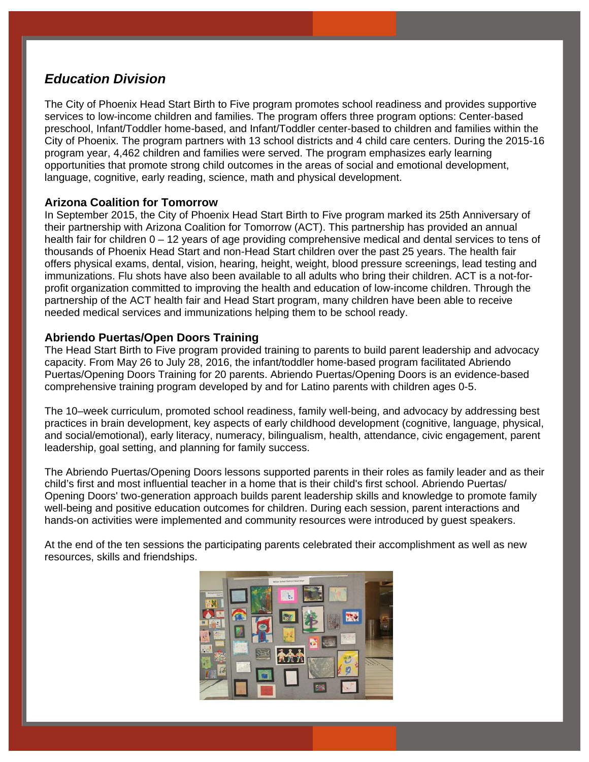## *Education Division*

The City of Phoenix Head Start Birth to Five program promotes school readiness and provides supportive services to low-income children and families. The program offers three program options: Center-based preschool, Infant/Toddler home-based, and Infant/Toddler center-based to children and families within the City of Phoenix. The program partners with 13 school districts and 4 child care centers. During the 2015-16 program year, 4,462 children and families were served. The program emphasizes early learning opportunities that promote strong child outcomes in the areas of social and emotional development, language, cognitive, early reading, science, math and physical development.

### Arizona Coalition for Tomorrow

In September 2015, the City of Phoenix Head Start Birth to Five program marked its 25th Anniversary of their partnership with Arizona Coalition for Tomorrow (ACT). This partnership has provided an annual health fair for children 0 – 12 years of age providing comprehensive medical and dental services to tens of thousands of Phoenix Head Start and non-Head Start children over the past 25 years. The health fair offers physical exams, dental, vision, hearing, height, weight, blood pressure screenings, lead testing and immunizations. Flu shots have also been available to all adults who bring their children. ACT is a not-for-profit organization committed to improving the health and education of low-income children. Through the partnership of the ACT health fair and Head Start program, many children have been able to receive needed medical services and immunizations helping them to be school ready.

### Abriendo Puertas/Open Doors Training

The Head Start Birth to Five program provided training to parents to build parent leadership and advocacy capacity. From May 26 to July 28, 2016, the infant/toddler home-based program facilitated Abriendo Puertas/Opening Doors Training for 20 parents. Abriendo Puertas/Opening Doors is an evidence-based comprehensive training program developed by and for Latino parents with children ages 0-5.

The 10–week curriculum, promoted school readiness, family well-being, and advocacy by addressing best practices in brain development, key aspects of early childhood development (cognitive, language, physical, and social/emotional), early literacy, numeracy, bilingualism, health, attendance, civic engagement, parent leadership, goal setting, and planning for family success.

The Abriendo Puertas/Opening Doors lessons supported parents in their roles as family leader and as their child's first and most influential teacher in a home that is their child's first school. Abriendo Puertas/ Opening Doors' two-generation approach builds parent leadership skills and knowledge to promote family well-being and positive education outcomes for children. During each session, parent interactions and hands-on activities were implemented and community resources were introduced by guest speakers.

At the end of the ten sessions the participating parents celebrated their accomplishment as well as new resources, skills and friendships.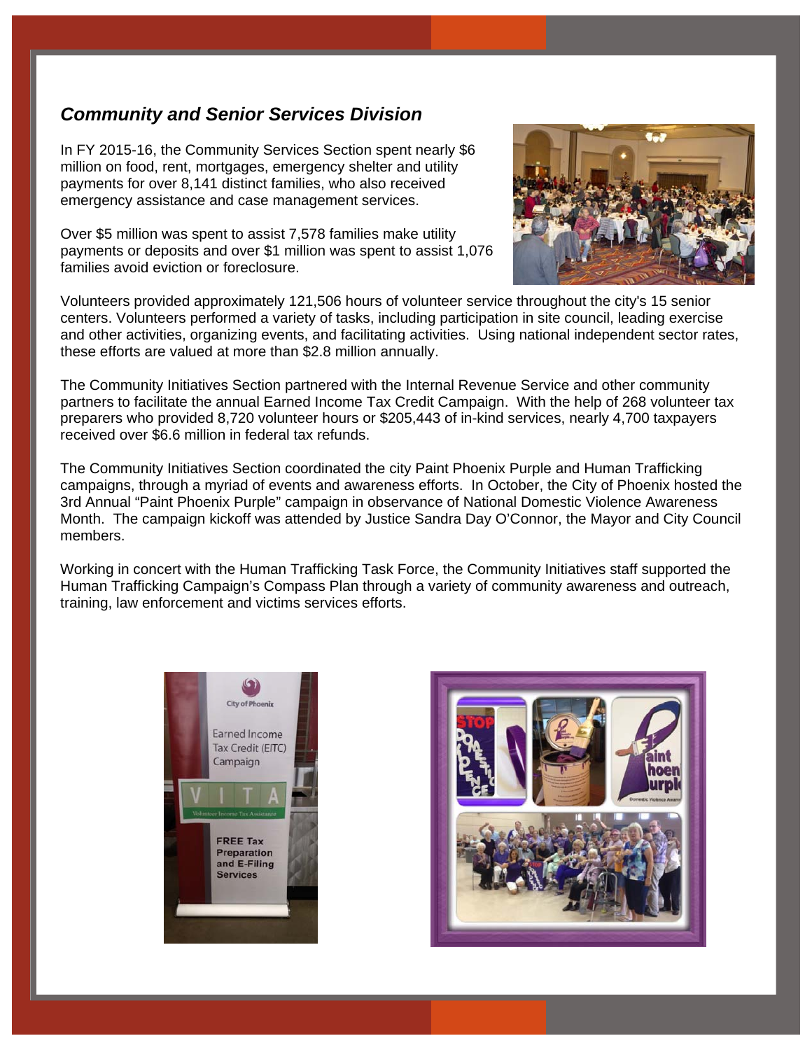## *Community and Senior Services Division*

In FY 2015-16, the Community Services Section spent nearly $6 million on food, rent, mortgages, emergency shelter and utility payments for over 8,141 distinct families, who also received emergency assistance and case management services.

Over $5 million was spent to assist 7,578 families make utility payments or deposits and over $1 million was spent to assist 1,076 families avoid eviction or foreclosure.

Volunteers provided approximately 121,506 hours of volunteer service throughout the city's 15 senior centers. Volunteers performed a variety of tasks, including participation in site council, leading exercise and other activities, organizing events, and facilitating activities. Using national independent sector rates, these efforts are valued at more than $2.8 million annually.

The Community Initiatives Section partnered with the Internal Revenue Service and other community partners to facilitate the annual Earned Income Tax Credit Campaign. With the help of 268 volunteer tax preparers who provided 8,720 volunteer hours or $205,443 of in-kind services, nearly 4,700 taxpayers received over $6.6 million in federal tax refunds.

The Community Initiatives Section coordinated the city Paint Phoenix Purple and Human Trafficking campaigns, through a myriad of events and awareness efforts. In October, the City of Phoenix hosted the 3rd Annual "Paint Phoenix Purple" campaign in observance of National Domestic Violence Awareness Month. The campaign kickoff was attended by Justice Sandra Day O'Connor, the Mayor and City Council members.

Working in concert with the Human Trafficking Task Force, the Community Initiatives staff supported the Human Trafficking Campaign's Compass Plan through a variety of community awareness and outreach, training, law enforcement and victims services efforts.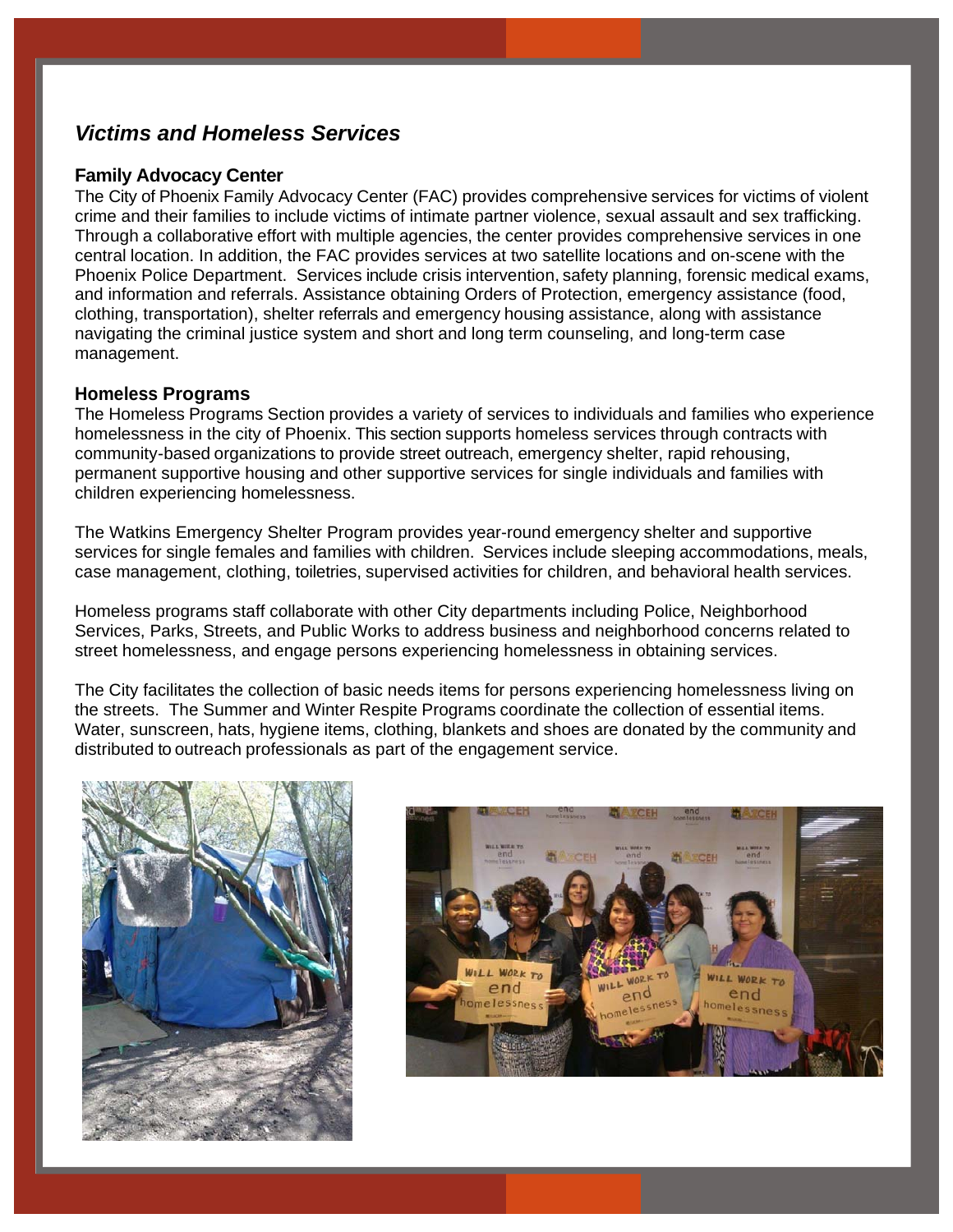## *Victims and Homeless Services*

### Family Advocacy Center

The City of Phoenix Family Advocacy Center (FAC) provides comprehensive services for victims of violent crime and their families to include victims of intimate partner violence, sexual assault and sex trafficking. Through a collaborative effort with multiple agencies, the center provides comprehensive services in one central location. In addition, the FAC provides services at two satellite locations and on-scene with the Phoenix Police Department. Services include crisis intervention, safety planning, forensic medical exams, and information and referrals. Assistance obtaining Orders of Protection, emergency assistance (food, clothing, transportation), shelter referrals and emergency housing assistance, along with assistance navigating the criminal justice system and short and long term counseling, and long-term case management.

### Homeless Programs

The Homeless Programs Section provides a variety of services to individuals and families who experience homelessness in the city of Phoenix. This section supports homeless services through contracts with community-based organizations to provide street outreach, emergency shelter, rapid rehousing, permanent supportive housing and other supportive services for single individuals and families with children experiencing homelessness.

The Watkins Emergency Shelter Program provides year-round emergency shelter and supportive services for single females and families with children. Services include sleeping accommodations, meals, case management, clothing, toiletries, supervised activities for children, and behavioral health services.

Homeless programs staff collaborate with other City departments including Police, Neighborhood Services, Parks, Streets, and Public Works to address business and neighborhood concerns related to street homelessness, and engage persons experiencing homelessness in obtaining services.

The City facilitates the collection of basic needs items for persons experiencing homelessness living on the streets. The Summer and Winter Respite Programs coordinate the collection of essential items. Water, sunscreen, hats, hygiene items, clothing, blankets and shoes are donated by the community and distributed to outreach professionals as part of the engagement service.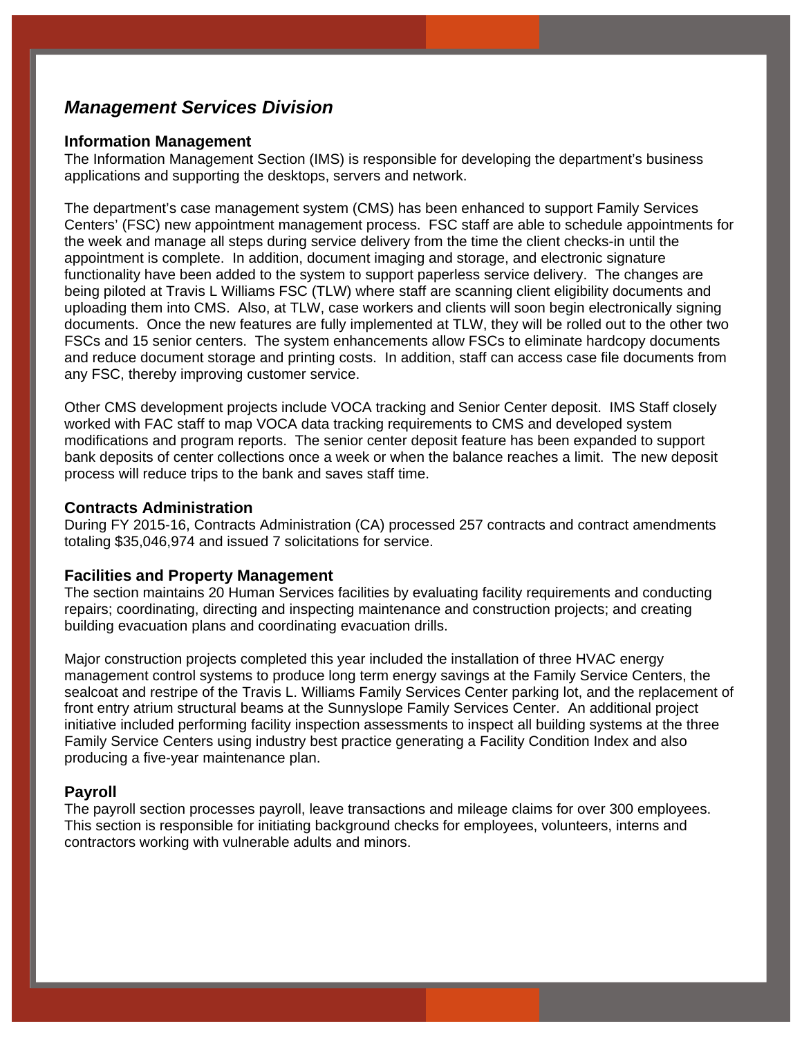## *Management Services Division*

### Information Management

The Information Management Section (IMS) is responsible for developing the department's business applications and supporting the desktops, servers and network.

The department's case management system (CMS) has been enhanced to support Family Services Centers' (FSC) new appointment management process. FSC staff are able to schedule appointments for the week and manage all steps during service delivery from the time the client checks-in until the appointment is complete. In addition, document imaging and storage, and electronic signature functionality have been added to the system to support paperless service delivery. The changes are being piloted at Travis L Williams FSC (TLW) where staff are scanning client eligibility documents and uploading them into CMS. Also, at TLW, case workers and clients will soon begin electronically signing documents. Once the new features are fully implemented at TLW, they will be rolled out to the other two FSCs and 15 senior centers. The system enhancements allow FSCs to eliminate hardcopy documents and reduce document storage and printing costs. In addition, staff can access case file documents from any FSC, thereby improving customer service.

Other CMS development projects include VOCA tracking and Senior Center deposit. IMS Staff closely worked with FAC staff to map VOCA data tracking requirements to CMS and developed system modifications and program reports. The senior center deposit feature has been expanded to support bank deposits of center collections once a week or when the balance reaches a limit. The new deposit process will reduce trips to the bank and saves staff time.

### Contracts Administration

During FY 2015-16, Contracts Administration (CA) processed 257 contracts and contract amendments totaling $35,046,974 and issued 7 solicitations for service.

### Facilities and Property Management

The section maintains 20 Human Services facilities by evaluating facility requirements and conducting repairs; coordinating, directing and inspecting maintenance and construction projects; and creating building evacuation plans and coordinating evacuation drills.

Major construction projects completed this year included the installation of three HVAC energy management control systems to produce long term energy savings at the Family Service Centers, the sealcoat and restripe of the Travis L. Williams Family Services Center parking lot, and the replacement of front entry atrium structural beams at the Sunnyslope Family Services Center. An additional project initiative included performing facility inspection assessments to inspect all building systems at the three Family Service Centers using industry best practice generating a Facility Condition Index and also producing a five-year maintenance plan.

### Payroll

The payroll section processes payroll, leave transactions and mileage claims for over 300 employees. This section is responsible for initiating background checks for employees, volunteers, interns and contractors working with vulnerable adults and minors.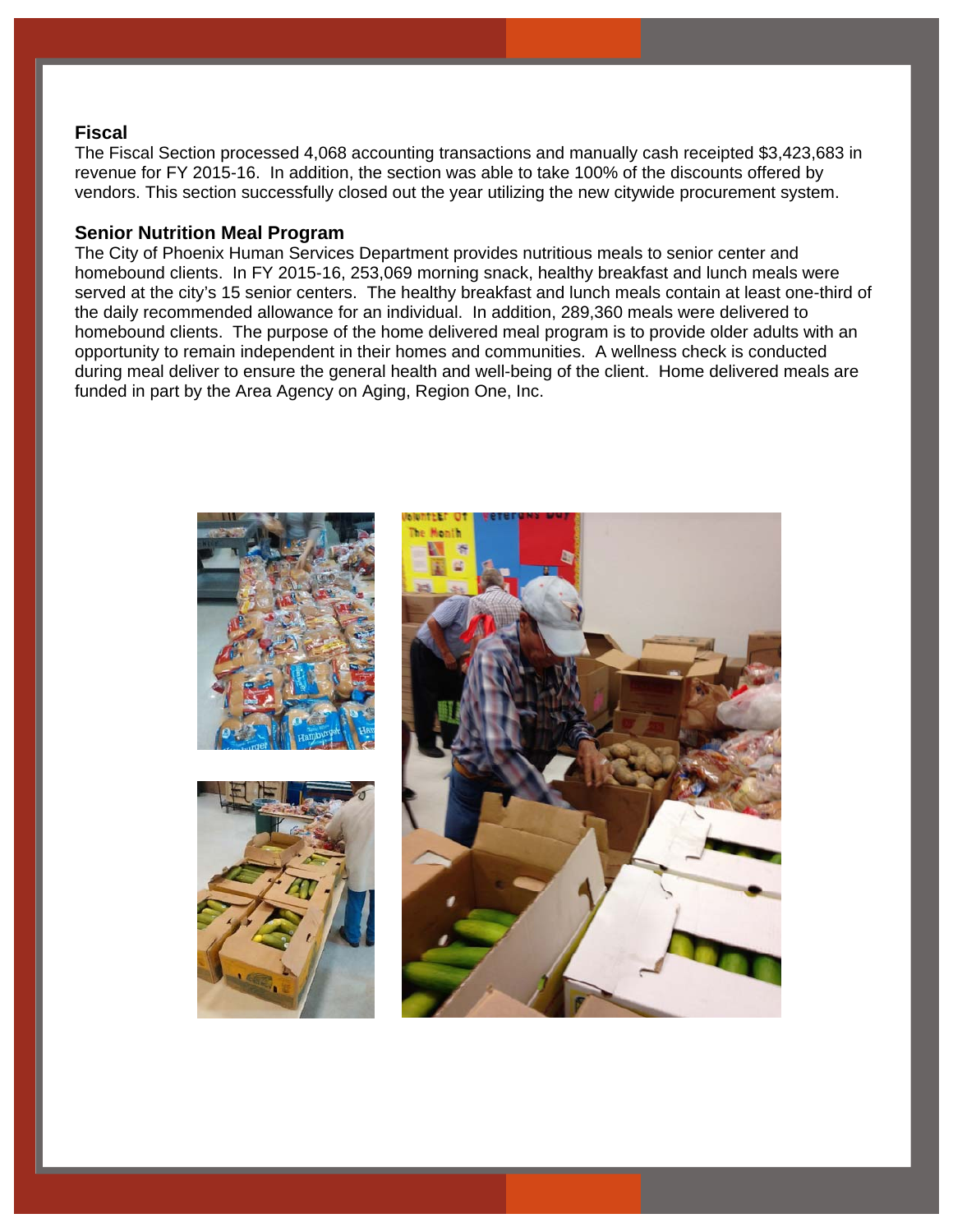## Fiscal

The Fiscal Section processed 4,068 accounting transactions and manually cash receipted $3,423,683 in revenue for FY 2015-16. In addition, the section was able to take 100% of the discounts offered by vendors. This section successfully closed out the year utilizing the new citywide procurement system.

## Senior Nutrition Meal Program

The City of Phoenix Human Services Department provides nutritious meals to senior center and homebound clients. In FY 2015-16, 253,069 morning snack, healthy breakfast and lunch meals were served at the city's 15 senior centers. The healthy breakfast and lunch meals contain at least one-third of the daily recommended allowance for an individual. In addition, 289,360 meals were delivered to homebound clients. The purpose of the home delivered meal program is to provide older adults with an opportunity to remain independent in their homes and communities. A wellness check is conducted during meal deliver to ensure the general health and well-being of the client. Home delivered meals are funded in part by the Area Agency on Aging, Region One, Inc.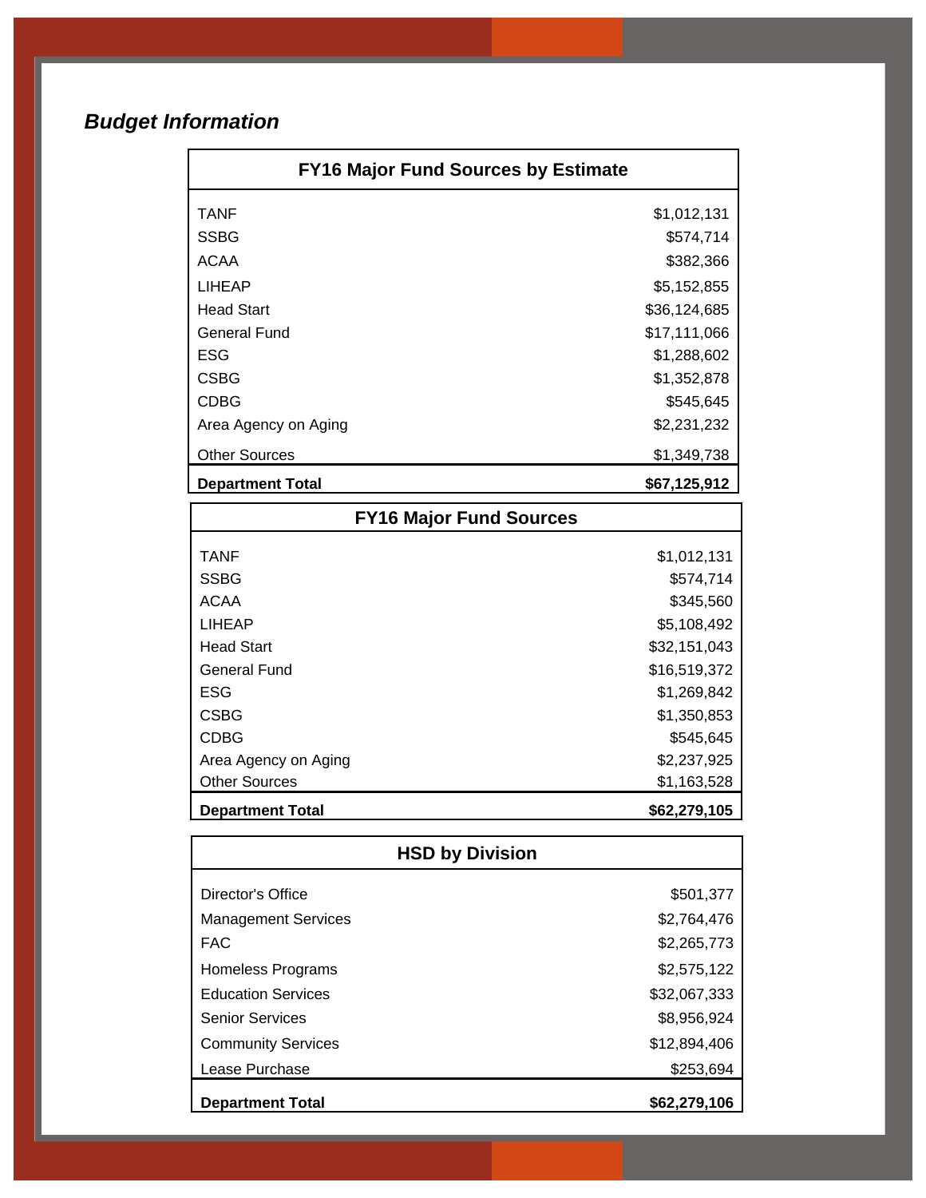## *Budget Information*

| FY16 Major Fund Sources by Estimate | |
|---|---|
| TANF | $1,012,131 |
| SSBG | $574,714 |
| ACAA | $382,366 |
| LIHEAP | $5,152,855 |
| Head Start | $36,124,685 |
| General Fund | $17,111,066 |
| ESG | $1,288,602 |
| CSBG | $1,352,878 |
| CDBG | $545,645 |
| Area Agency on Aging | $2,231,232 |
| Other Sources | $1,349,738 |
| **Department Total** | **$67,125,912** |

| FY16 Major Fund Sources | |
|---|---|
| TANF | $1,012,131 |
| SSBG | $574,714 |
| ACAA | $345,560 |
| LIHEAP | $5,108,492 |
| Head Start | $32,151,043 |
| General Fund | $16,519,372 |
| ESG | $1,269,842 |
| CSBG | $1,350,853 |
| CDBG | $545,645 |
| Area Agency on Aging | $2,237,925 |
| Other Sources | $1,163,528 |
| **Department Total** | **$62,279,105** |

| HSD by Division | |
|---|---|
| Director's Office | $501,377 |
| Management Services | $2,764,476 |
| FAC | $2,265,773 |
| Homeless Programs | $2,575,122 |
| Education Services | $32,067,333 |
| Senior Services | $8,956,924 |
| Community Services | $12,894,406 |
| Lease Purchase | $253,694 |
| **Department Total** | **$62,279,106** |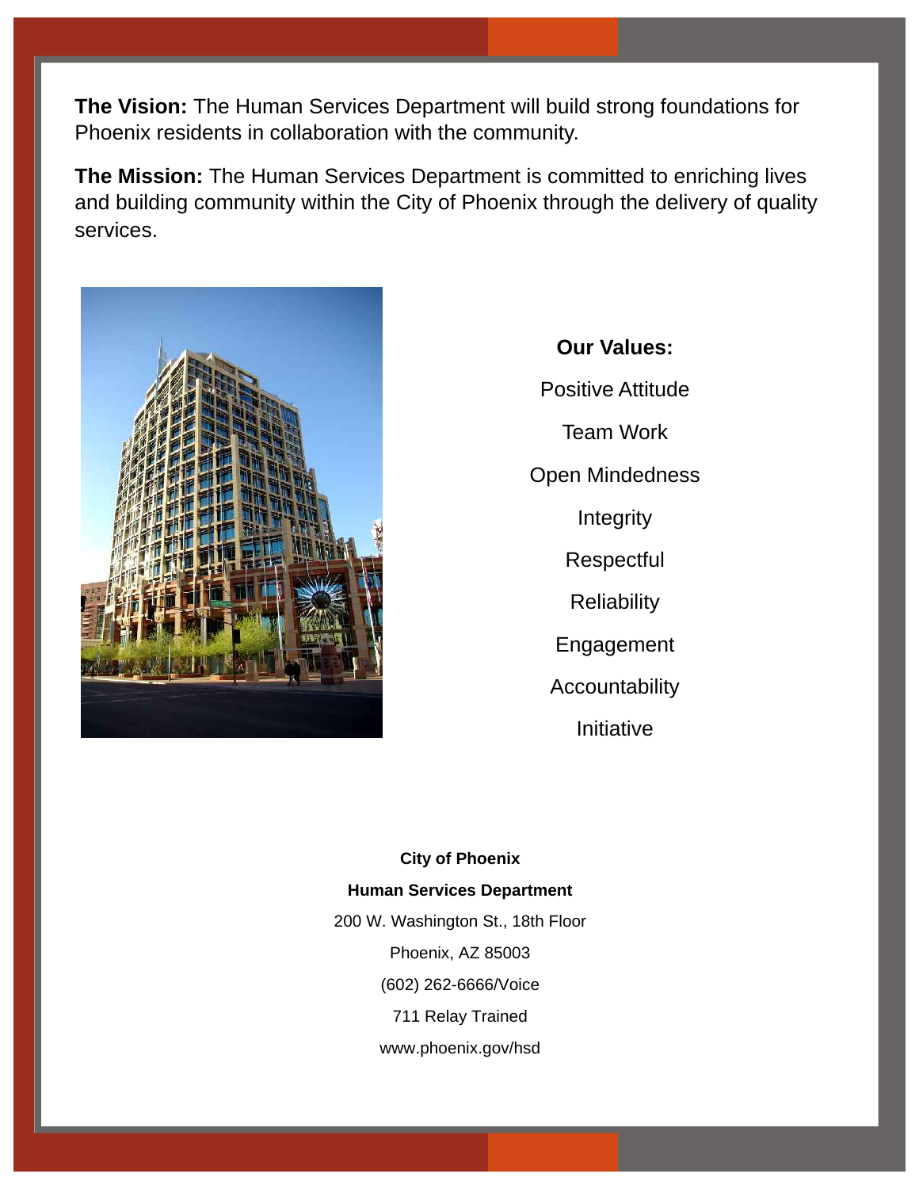**The Vision:** The Human Services Department will build strong foundations for Phoenix residents in collaboration with the community.

**The Mission:** The Human Services Department is committed to enriching lives and building community within the City of Phoenix through the delivery of quality services.

**Our Values:**

Positive Attitude

Team Work

Open Mindedness

Integrity

Respectful

Reliability

Engagement

Accountability

Initiative

**City of Phoenix**

**Human Services Department**

200 W. Washington St., 18th Floor

Phoenix, AZ 85003

(602) 262-6666/Voice

711 Relay Trained

www.phoenix.gov/hsd